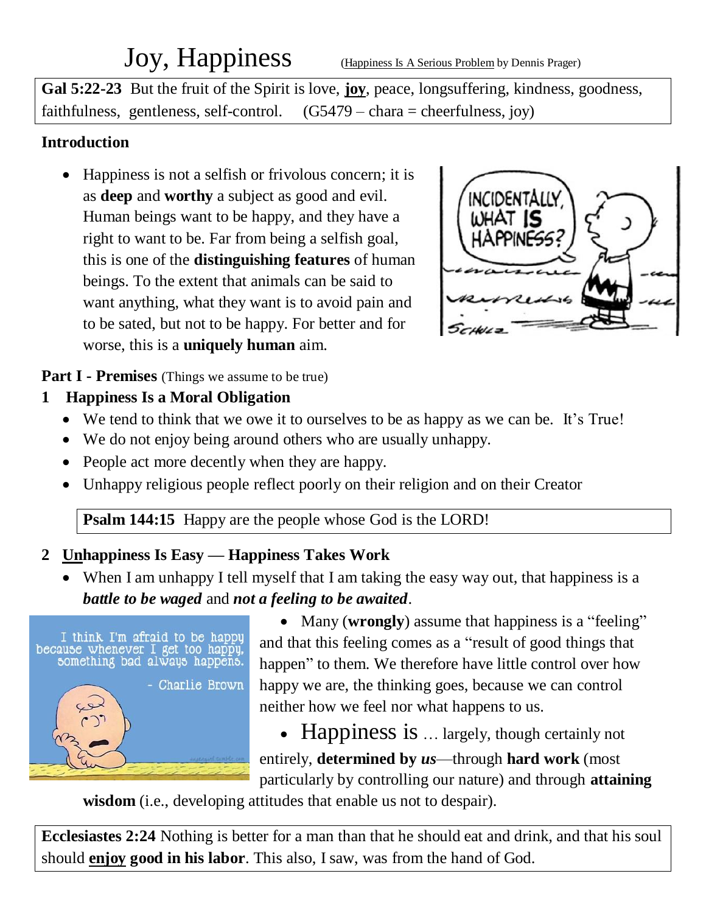# Joy, Happiness

(Happiness Is A Serious Problem by Dennis Prager)

**Gal 5:22-23** But the fruit of the Spirit is love, **joy**, peace, longsuffering, kindness, goodness, faithfulness, gentleness, self-control. (G5479 – chara = cheerfulness, joy)

**Introduction**

- Happiness is not a selfish or frivolous concern; it is as **deep** and **worthy** a subject as good and evil. Human beings want to be happy, and they have a right to want to be. Far from being a selfish goal, this is one of the **distinguishing features** of human beings. To the extent that animals can be said to want anything, what they want is to avoid pain and to be sated, but not to be happy. For better and for worse, this is a **uniquely human** aim.

**Part I - Premises** (Things we assume to be true)

**1 Happiness Is a Moral Obligation**

- We tend to think that we owe it to ourselves to be as happy as we can be. It's True!
- We do not enjoy being around others who are usually unhappy.
- People act more decently when they are happy.
- Unhappy religious people reflect poorly on their religion and on their Creator

**Psalm 144:15** Happy are the people whose God is the LORD!

**2 Unhappiness Is Easy — Happiness Takes Work**

- When I am unhappy I tell myself that I am taking the easy way out, that happiness is a ***battle to be waged*** and ***not a feeling to be awaited***.
- Many (**wrongly**) assume that happiness is a "feeling" and that this feeling comes as a "result of good things that happen" to them. We therefore have little control over how happy we are, the thinking goes, because we can control neither how we feel nor what happens to us.
- Happiness is … largely, though certainly not entirely, **determined by *us***—through **hard work** (most particularly by controlling our nature) and through **attaining wisdom** (i.e., developing attitudes that enable us not to despair).

**Ecclesiastes 2:24** Nothing is better for a man than that he should eat and drink, and that his soul should **enjoy good in his labor**. This also, I saw, was from the hand of God.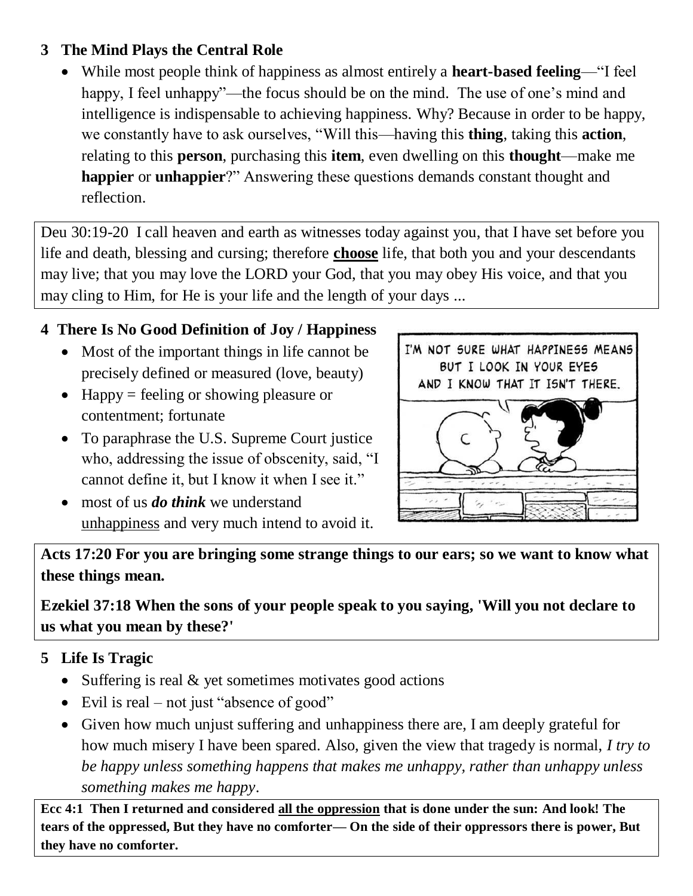## 3 The Mind Plays the Central Role

- While most people think of happiness as almost entirely a **heart-based feeling**—"I feel happy, I feel unhappy"—the focus should be on the mind. The use of one's mind and intelligence is indispensable to achieving happiness. Why? Because in order to be happy, we constantly have to ask ourselves, "Will this—having this **thing**, taking this **action**, relating to this **person**, purchasing this **item**, even dwelling on this **thought**—make me **happier** or **unhappier**?" Answering these questions demands constant thought and reflection.

Deu 30:19-20 I call heaven and earth as witnesses today against you, that I have set before you life and death, blessing and cursing; therefore **<u>choose</u>** life, that both you and your descendants may live; that you may love the LORD your God, that you may obey His voice, and that you may cling to Him, for He is your life and the length of your days ...

## 4 There Is No Good Definition of Joy / Happiness

- Most of the important things in life cannot be precisely defined or measured (love, beauty)
- Happy = feeling or showing pleasure or contentment; fortunate
- To paraphrase the U.S. Supreme Court justice who, addressing the issue of obscenity, said, "I cannot define it, but I know it when I see it."
- most of us ***do think*** we understand <u>unhappiness</u> and very much intend to avoid it.

**Acts 17:20 For you are bringing some strange things to our ears; so we want to know what these things mean.**

**Ezekiel 37:18 When the sons of your people speak to you saying, 'Will you not declare to us what you mean by these?'**

## 5 Life Is Tragic

- Suffering is real & yet sometimes motivates good actions
- Evil is real – not just "absence of good"
- Given how much unjust suffering and unhappiness there are, I am deeply grateful for how much misery I have been spared. Also, given the view that tragedy is normal, *I try to be happy unless something happens that makes me unhappy, rather than unhappy unless something makes me happy*.

**Ecc 4:1 Then I returned and considered <u>all the oppression</u> that is done under the sun: And look! The tears of the oppressed, But they have no comforter— On the side of their oppressors there is power, But they have no comforter.**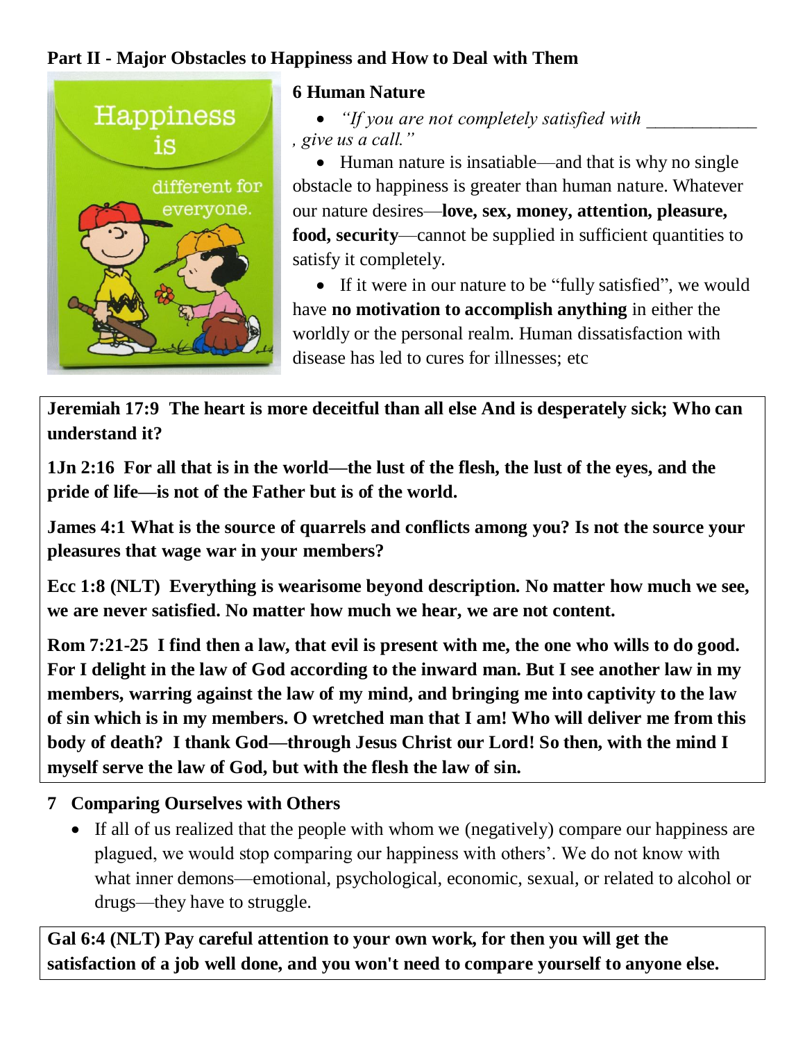## Part II - Major Obstacles to Happiness and How to Deal with Them

### 6 Human Nature

- *"If you are not completely satisfied with ____________ , give us a call."*
- Human nature is insatiable—and that is why no single obstacle to happiness is greater than human nature. Whatever our nature desires—**love, sex, money, attention, pleasure, food, security**—cannot be supplied in sufficient quantities to satisfy it completely.
- If it were in our nature to be "fully satisfied", we would have **no motivation to accomplish anything** in either the worldly or the personal realm. Human dissatisfaction with disease has led to cures for illnesses; etc

**Jeremiah 17:9 The heart is more deceitful than all else And is desperately sick; Who can understand it?**

**1Jn 2:16 For all that is in the world—the lust of the flesh, the lust of the eyes, and the pride of life—is not of the Father but is of the world.**

**James 4:1 What is the source of quarrels and conflicts among you? Is not the source your pleasures that wage war in your members?**

**Ecc 1:8 (NLT) Everything is wearisome beyond description. No matter how much we see, we are never satisfied. No matter how much we hear, we are not content.**

**Rom 7:21-25 I find then a law, that evil is present with me, the one who wills to do good. For I delight in the law of God according to the inward man. But I see another law in my members, warring against the law of my mind, and bringing me into captivity to the law of sin which is in my members. O wretched man that I am! Who will deliver me from this body of death? I thank God—through Jesus Christ our Lord! So then, with the mind I myself serve the law of God, but with the flesh the law of sin.**

### 7 Comparing Ourselves with Others

- If all of us realized that the people with whom we (negatively) compare our happiness are plagued, we would stop comparing our happiness with others'. We do not know with what inner demons—emotional, psychological, economic, sexual, or related to alcohol or drugs—they have to struggle.

**Gal 6:4 (NLT) Pay careful attention to your own work, for then you will get the satisfaction of a job well done, and you won't need to compare yourself to anyone else.**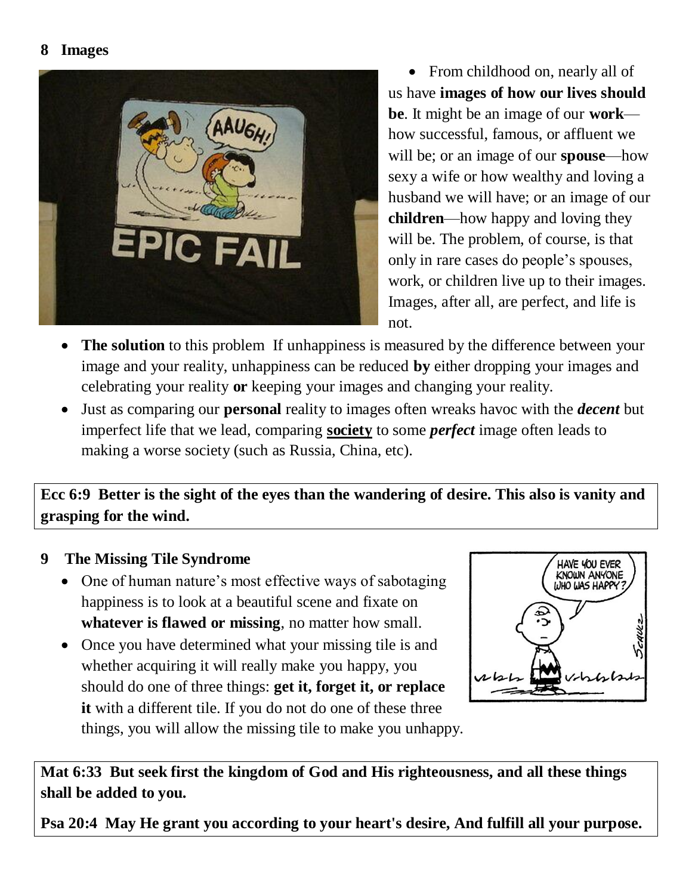## 8 Images

- From childhood on, nearly all of us have **images of how our lives should be**. It might be an image of our **work**—how successful, famous, or affluent we will be; or an image of our **spouse**—how sexy a wife or how wealthy and loving a husband we will have; or an image of our **children**—how happy and loving they will be. The problem, of course, is that only in rare cases do people's spouses, work, or children live up to their images. Images, after all, are perfect, and life is not.
- **The solution** to this problem If unhappiness is measured by the difference between your image and your reality, unhappiness can be reduced **by** either dropping your images and celebrating your reality **or** keeping your images and changing your reality.
- Just as comparing our **personal** reality to images often wreaks havoc with the ***decent*** but imperfect life that we lead, comparing **<u>society</u>** to some ***perfect*** image often leads to making a worse society (such as Russia, China, etc).

**Ecc 6:9 Better is the sight of the eyes than the wandering of desire. This also is vanity and grasping for the wind.**

## 9 The Missing Tile Syndrome

- One of human nature's most effective ways of sabotaging happiness is to look at a beautiful scene and fixate on **whatever is flawed or missing**, no matter how small.
- Once you have determined what your missing tile is and whether acquiring it will really make you happy, you should do one of three things: **get it, forget it, or replace it** with a different tile. If you do not do one of these three things, you will allow the missing tile to make you unhappy.

**Mat 6:33 But seek first the kingdom of God and His righteousness, and all these things shall be added to you.**

**Psa 20:4 May He grant you according to your heart's desire, And fulfill all your purpose.**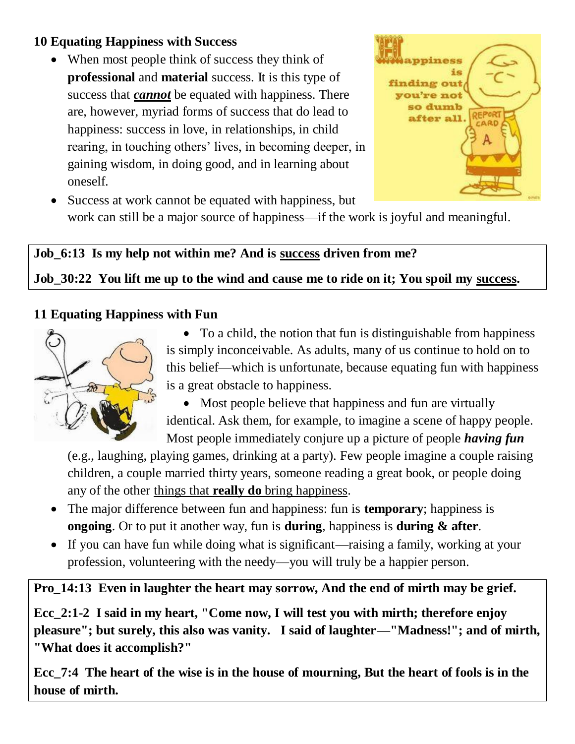### 10 Equating Happiness with Success

- When most people think of success they think of **professional** and **material** success. It is this type of success that ***<u>cannot</u>*** be equated with happiness. There are, however, myriad forms of success that do lead to happiness: success in love, in relationships, in child rearing, in touching others' lives, in becoming deeper, in gaining wisdom, in doing good, and in learning about oneself.
- Success at work cannot be equated with happiness, but work can still be a major source of happiness—if the work is joyful and meaningful.

**Job_6:13 Is my help not within me? And is <u>success</u> driven from me?**

**Job_30:22 You lift me up to the wind and cause me to ride on it; You spoil my <u>success</u>.**

### 11 Equating Happiness with Fun

- To a child, the notion that fun is distinguishable from happiness is simply inconceivable. As adults, many of us continue to hold on to this belief—which is unfortunate, because equating fun with happiness is a great obstacle to happiness.
- Most people believe that happiness and fun are virtually identical. Ask them, for example, to imagine a scene of happy people. Most people immediately conjure up a picture of people ***having fun*** (e.g., laughing, playing games, drinking at a party). Few people imagine a couple raising children, a couple married thirty years, someone reading a great book, or people doing any of the other <u>things that **really do** bring happiness</u>.
- The major difference between fun and happiness: fun is **temporary**; happiness is **ongoing**. Or to put it another way, fun is **during**, happiness is **during & after**.
- If you can have fun while doing what is significant—raising a family, working at your profession, volunteering with the needy—you will truly be a happier person.

**Pro_14:13 Even in laughter the heart may sorrow, And the end of mirth may be grief.**

**Ecc_2:1-2 I said in my heart, "Come now, I will test you with mirth; therefore enjoy pleasure"; but surely, this also was vanity. I said of laughter—"Madness!"; and of mirth, "What does it accomplish?"**

**Ecc_7:4 The heart of the wise is in the house of mourning, But the heart of fools is in the house of mirth.**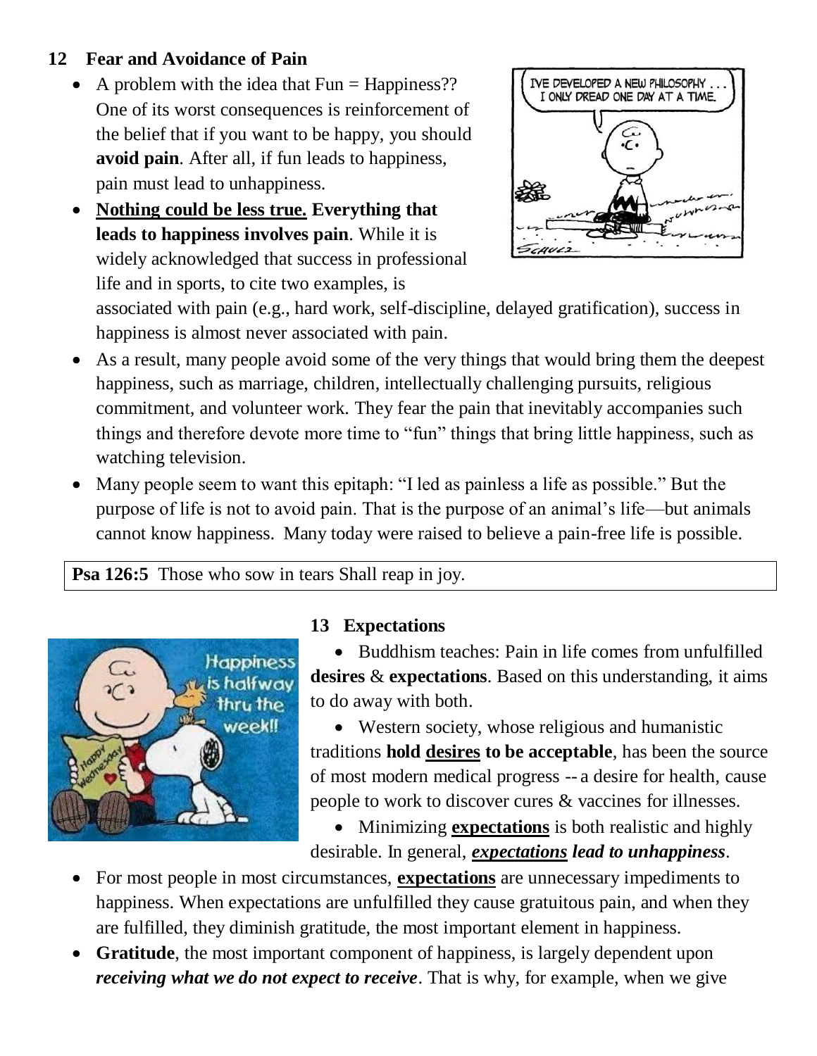## 12 Fear and Avoidance of Pain

- A problem with the idea that Fun = Happiness?? One of its worst consequences is reinforcement of the belief that if you want to be happy, you should **avoid pain**. After all, if fun leads to happiness, pain must lead to unhappiness.
- **Nothing could be less true. Everything that leads to happiness involves pain**. While it is widely acknowledged that success in professional life and in sports, to cite two examples, is associated with pain (e.g., hard work, self-discipline, delayed gratification), success in happiness is almost never associated with pain.
- As a result, many people avoid some of the very things that would bring them the deepest happiness, such as marriage, children, intellectually challenging pursuits, religious commitment, and volunteer work. They fear the pain that inevitably accompanies such things and therefore devote more time to "fun" things that bring little happiness, such as watching television.
- Many people seem to want this epitaph: "I led as painless a life as possible." But the purpose of life is not to avoid pain. That is the purpose of an animal's life—but animals cannot know happiness. Many today were raised to believe a pain-free life is possible.

**Psa 126:5** Those who sow in tears Shall reap in joy.

## 13 Expectations

- Buddhism teaches: Pain in life comes from unfulfilled **desires** & **expectations**. Based on this understanding, it aims to do away with both.
- Western society, whose religious and humanistic traditions **hold desires to be acceptable**, has been the source of most modern medical progress -- a desire for health, cause people to work to discover cures & vaccines for illnesses.
- Minimizing **expectations** is both realistic and highly desirable. In general, ***expectations lead to unhappiness***.
- For most people in most circumstances, **expectations** are unnecessary impediments to happiness. When expectations are unfulfilled they cause gratuitous pain, and when they are fulfilled, they diminish gratitude, the most important element in happiness.
- **Gratitude**, the most important component of happiness, is largely dependent upon ***receiving what we do not expect to receive***. That is why, for example, when we give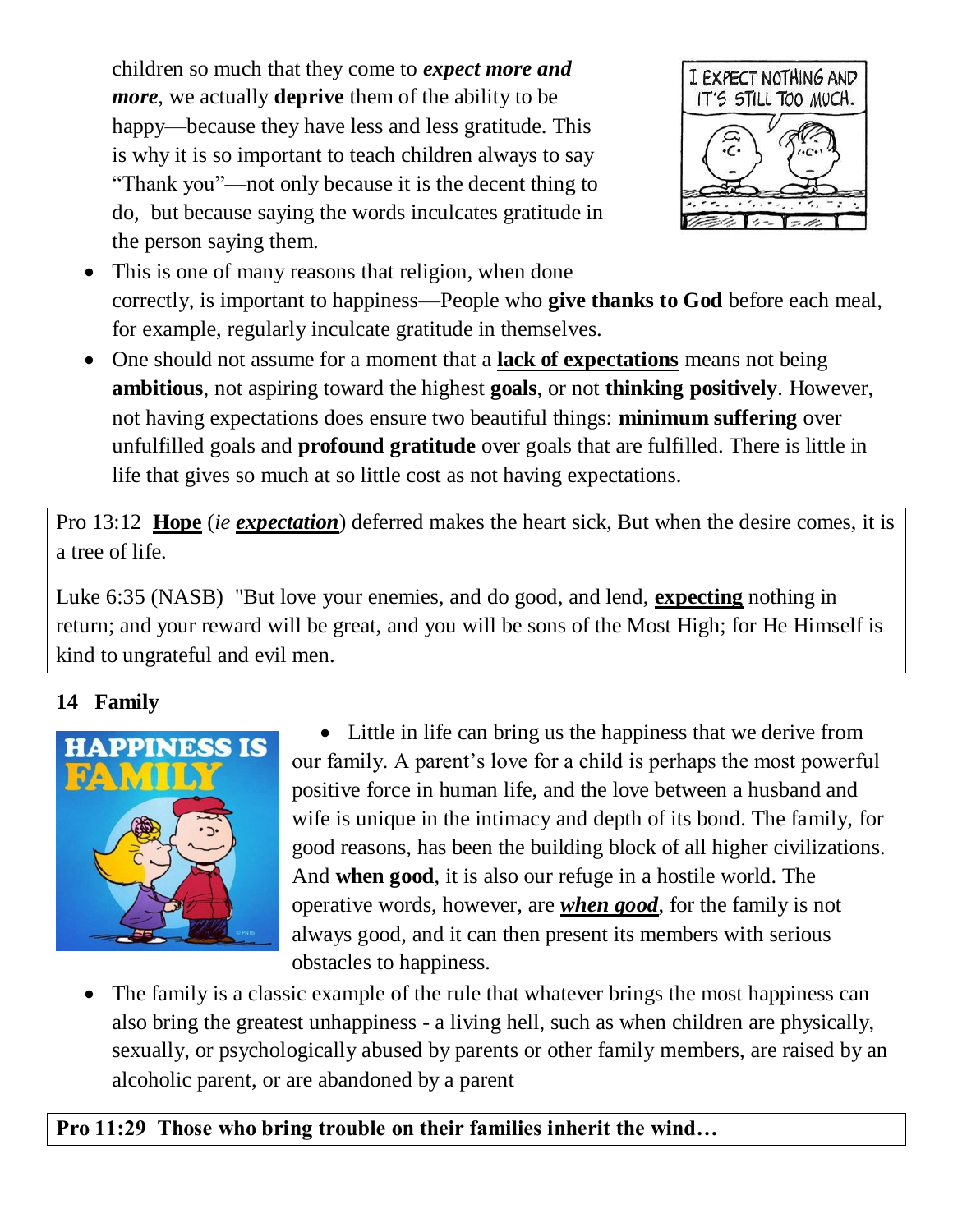children so much that they come to ***expect more and more***, we actually **deprive** them of the ability to be happy—because they have less and less gratitude. This is why it is so important to teach children always to say "Thank you"—not only because it is the decent thing to do, but because saying the words inculcates gratitude in the person saying them.

- This is one of many reasons that religion, when done correctly, is important to happiness—People who **give thanks to God** before each meal, for example, regularly inculcate gratitude in themselves.
- One should not assume for a moment that a **<u>lack of expectations</u>** means not being **ambitious**, not aspiring toward the highest **goals**, or not **thinking positively**. However, not having expectations does ensure two beautiful things: **minimum suffering** over unfulfilled goals and **profound gratitude** over goals that are fulfilled. There is little in life that gives so much at so little cost as not having expectations.

> Pro 13:12 **<u>Hope</u>** (*ie* ***<u>expectation</u>***) deferred makes the heart sick, But when the desire comes, it is a tree of life.
>
> Luke 6:35 (NASB) "But love your enemies, and do good, and lend, **<u>expecting</u>** nothing in return; and your reward will be great, and you will be sons of the Most High; for He Himself is kind to ungrateful and evil men.

## 14 Family

- Little in life can bring us the happiness that we derive from our family. A parent's love for a child is perhaps the most powerful positive force in human life, and the love between a husband and wife is unique in the intimacy and depth of its bond. The family, for good reasons, has been the building block of all higher civilizations. And **when good**, it is also our refuge in a hostile world. The operative words, however, are ***<u>when good</u>***, for the family is not always good, and it can then present its members with serious obstacles to happiness.
- The family is a classic example of the rule that whatever brings the most happiness can also bring the greatest unhappiness - a living hell, such as when children are physically, sexually, or psychologically abused by parents or other family members, are raised by an alcoholic parent, or are abandoned by a parent

> **Pro 11:29 Those who bring trouble on their families inherit the wind…**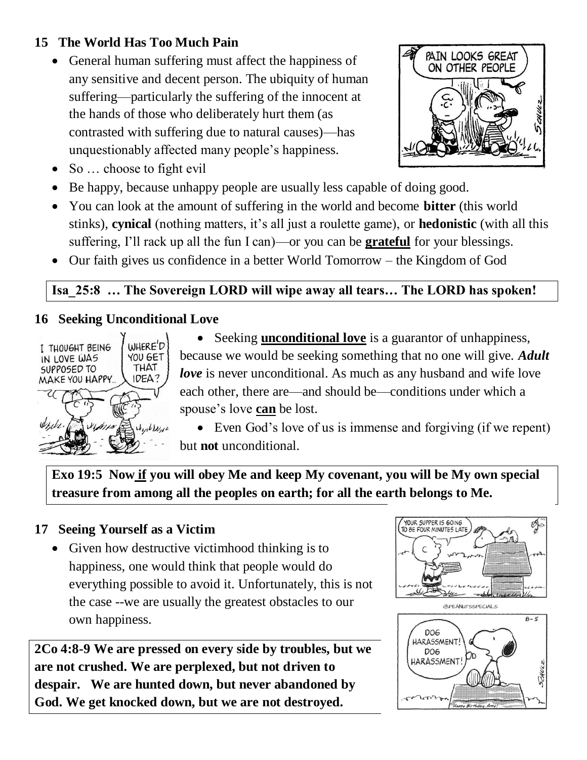**15 The World Has Too Much Pain**

- General human suffering must affect the happiness of any sensitive and decent person. The ubiquity of human suffering—particularly the suffering of the innocent at the hands of those who deliberately hurt them (as contrasted with suffering due to natural causes)—has unquestionably affected many people's happiness.
- So … choose to fight evil
- Be happy, because unhappy people are usually less capable of doing good.
- You can look at the amount of suffering in the world and become **bitter** (this world stinks), **cynical** (nothing matters, it's all just a roulette game), or **hedonistic** (with all this suffering, I'll rack up all the fun I can)—or you can be **grateful** for your blessings.
- Our faith gives us confidence in a better World Tomorrow – the Kingdom of God

**Isa_25:8 … The Sovereign LORD will wipe away all tears… The LORD has spoken!**

**16 Seeking Unconditional Love**

- Seeking **unconditional love** is a guarantor of unhappiness, because we would be seeking something that no one will give. ***Adult love*** is never unconditional. As much as any husband and wife love each other, there are—and should be—conditions under which a spouse's love **can** be lost.
- Even God's love of us is immense and forgiving (if we repent) but **not** unconditional.

**Exo 19:5 Now if you will obey Me and keep My covenant, you will be My own special treasure from among all the peoples on earth; for all the earth belongs to Me.**

**17 Seeing Yourself as a Victim**

- Given how destructive victimhood thinking is to happiness, one would think that people would do everything possible to avoid it. Unfortunately, this is not the case --we are usually the greatest obstacles to our own happiness.

**2Co 4:8-9 We are pressed on every side by troubles, but we are not crushed. We are perplexed, but not driven to despair. We are hunted down, but never abandoned by God. We get knocked down, but we are not destroyed.**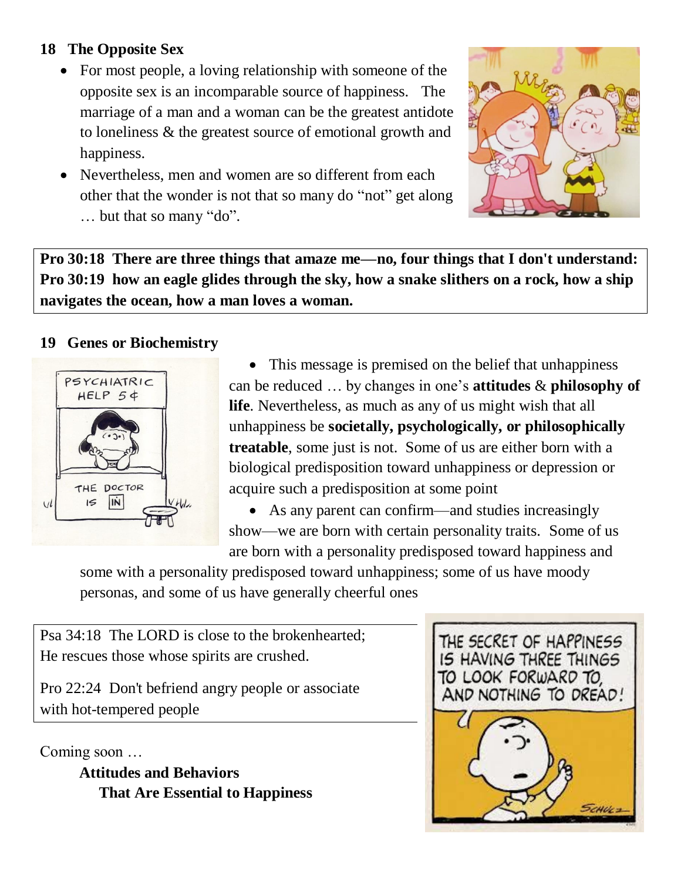## 18 The Opposite Sex

- For most people, a loving relationship with someone of the opposite sex is an incomparable source of happiness. The marriage of a man and a woman can be the greatest antidote to loneliness & the greatest source of emotional growth and happiness.
- Nevertheless, men and women are so different from each other that the wonder is not that so many do "not" get along … but that so many "do".

**Pro 30:18 There are three things that amaze me—no, four things that I don't understand:**
**Pro 30:19 how an eagle glides through the sky, how a snake slithers on a rock, how a ship navigates the ocean, how a man loves a woman.**

## 19 Genes or Biochemistry

- This message is premised on the belief that unhappiness can be reduced … by changes in one's **attitudes** & **philosophy of life**. Nevertheless, as much as any of us might wish that all unhappiness be **societally, psychologically, or philosophically treatable**, some just is not. Some of us are either born with a biological predisposition toward unhappiness or depression or acquire such a predisposition at some point
- As any parent can confirm—and studies increasingly show—we are born with certain personality traits. Some of us are born with a personality predisposed toward happiness and some with a personality predisposed toward unhappiness; some of us have moody personas, and some of us have generally cheerful ones

Psa 34:18 The LORD is close to the brokenhearted; He rescues those whose spirits are crushed.

Pro 22:24 Don't befriend angry people or associate with hot-tempered people

Coming soon …

**Attitudes and Behaviors That Are Essential to Happiness**